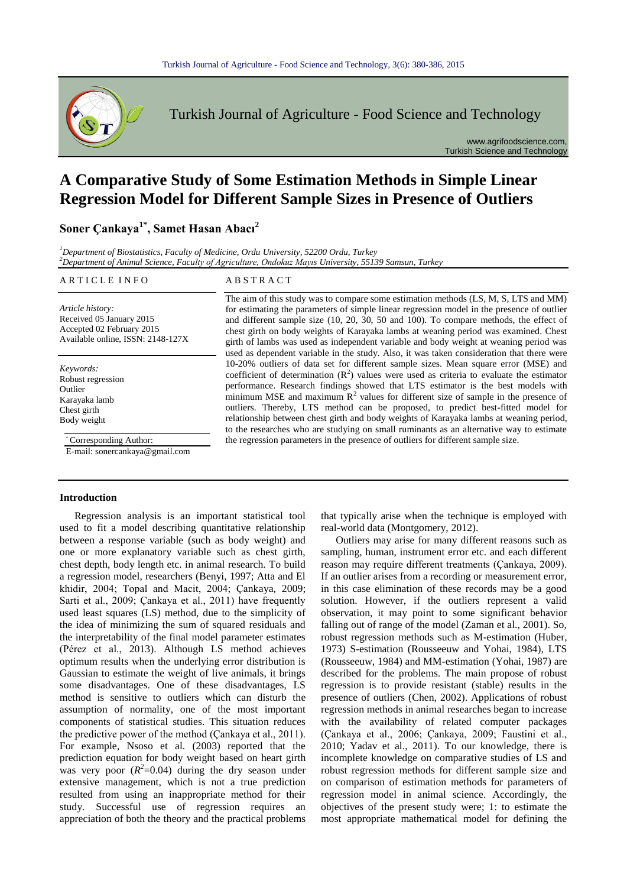# A Comparative Study of Some Estimation Methods in Simple Linear Regression Model for Different Sample Sizes in Presence of Outliers

**Soner Çankaya[1*], Samet Hasan Abacı[2]**

[1]*Department of Biostatistics, Faculty of Medicine, Ordu University, 52200 Ordu, Turkey*
[2]*Department of Animal Science, Faculty of Agriculture, Ondokuz Mayıs University, 55139 Samsun, Turkey*

**ARTICLE INFO**

*Article history:*
Received 05 January 2015
Accepted 02 February 2015
Available online, ISSN: 2148-127X

*Keywords:*
Robust regression
Outlier
Karayaka lamb
Chest girth
Body weight

[*] Corresponding Author:
E-mail: sonercankaya@gmail.com

**ABSTRACT**

The aim of this study was to compare some estimation methods (LS, M, S, LTS and MM) for estimating the parameters of simple linear regression model in the presence of outlier and different sample size (10, 20, 30, 50 and 100). To compare methods, the effect of chest girth on body weights of Karayaka lambs at weaning period was examined. Chest girth of lambs was used as independent variable and body weight at weaning period was used as dependent variable in the study. Also, it was taken consideration that there were 10-20% outliers of data set for different sample sizes. Mean square error (MSE) and coefficient of determination ($R^2$) values were used as criteria to evaluate the estimator performance. Research findings showed that LTS estimator is the best models with minimum MSE and maximum $R^2$ values for different size of sample in the presence of outliers. Thereby, LTS method can be proposed, to predict best-fitted model for relationship between chest girth and body weights of Karayaka lambs at weaning period, to the researches who are studying on small ruminants as an alternative way to estimate the regression parameters in the presence of outliers for different sample size.

## Introduction

Regression analysis is an important statistical tool used to fit a model describing quantitative relationship between a response variable (such as body weight) and one or more explanatory variable such as chest girth, chest depth, body length etc. in animal research. To build a regression model, researchers (Benyi, 1997; Atta and El khidir, 2004; Topal and Macit, 2004; Çankaya, 2009; Sarti et al., 2009; Çankaya et al., 2011) have frequently used least squares (LS) method, due to the simplicity of the idea of minimizing the sum of squared residuals and the interpretability of the final model parameter estimates (Pérez et al., 2013). Although LS method achieves optimum results when the underlying error distribution is Gaussian to estimate the weight of live animals, it brings some disadvantages. One of these disadvantages, LS method is sensitive to outliers which can disturb the assumption of normality, one of the most important components of statistical studies. This situation reduces the predictive power of the method (Çankaya et al., 2011). For example, Nsoso et al. (2003) reported that the prediction equation for body weight based on heart girth was very poor ($R^2$=0.04) during the dry season under extensive management, which is not a true prediction resulted from using an inappropriate method for their study. Successful use of regression requires an appreciation of both the theory and the practical problems that typically arise when the technique is employed with real-world data (Montgomery, 2012).

Outliers may arise for many different reasons such as sampling, human, instrument error etc. and each different reason may require different treatments (Çankaya, 2009). If an outlier arises from a recording or measurement error, in this case elimination of these records may be a good solution. However, if the outliers represent a valid observation, it may point to some significant behavior falling out of range of the model (Zaman et al., 2001). So, robust regression methods such as M-estimation (Huber, 1973) S-estimation (Rousseeuw and Yohai, 1984), LTS (Rousseeuw, 1984) and MM-estimation (Yohai, 1987) are described for the problems. The main propose of robust regression is to provide resistant (stable) results in the presence of outliers (Chen, 2002). Applications of robust regression methods in animal researches began to increase with the availability of related computer packages (Çankaya et al., 2006; Çankaya, 2009; Faustini et al., 2010; Yadav et al., 2011). To our knowledge, there is incomplete knowledge on comparative studies of LS and robust regression methods for different sample size and on comparison of estimation methods for parameters of regression model in animal science. Accordingly, the objectives of the present study were; 1: to estimate the most appropriate mathematical model for defining the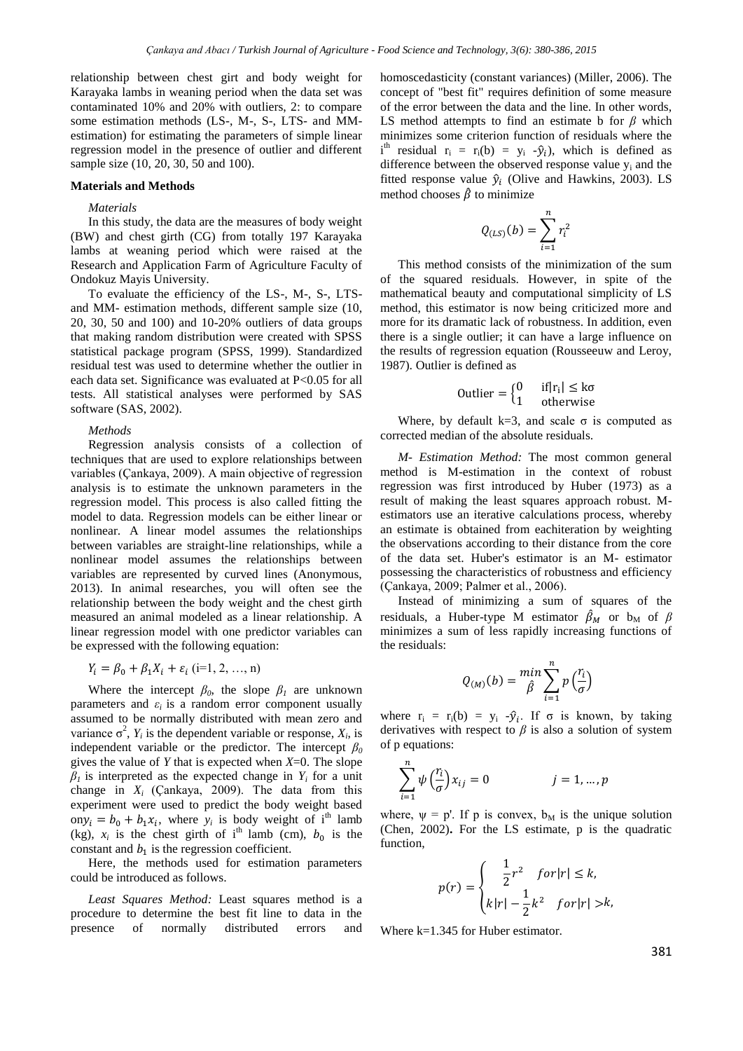relationship between chest girt and body weight for Karayaka lambs in weaning period when the data set was contaminated 10% and 20% with outliers, 2: to compare some estimation methods (LS-, M-, S-, LTS- and MM-estimation) for estimating the parameters of simple linear regression model in the presence of outlier and different sample size (10, 20, 30, 50 and 100).

## Materials and Methods

### *Materials*

In this study, the data are the measures of body weight (BW) and chest girth (CG) from totally 197 Karayaka lambs at weaning period which were raised at the Research and Application Farm of Agriculture Faculty of Ondokuz Mayis University.

To evaluate the efficiency of the LS-, M-, S-, LTS- and MM- estimation methods, different sample size (10, 20, 30, 50 and 100) and 10-20% outliers of data groups that making random distribution were created with SPSS statistical package program (SPSS, 1999). Standardized residual test was used to determine whether the outlier in each data set. Significance was evaluated at P<0.05 for all tests. All statistical analyses were performed by SAS software (SAS, 2002).

### *Methods*

Regression analysis consists of a collection of techniques that are used to explore relationships between variables (Çankaya, 2009). A main objective of regression analysis is to estimate the unknown parameters in the regression model. This process is also called fitting the model to data. Regression models can be either linear or nonlinear. A linear model assumes the relationships between variables are straight-line relationships, while a nonlinear model assumes the relationships between variables are represented by curved lines (Anonymous, 2013). In animal researches, you will often see the relationship between the body weight and the chest girth measured an animal modeled as a linear relationship. A linear regression model with one predictor variables can be expressed with the following equation:

$$Y_i = \beta_0 + \beta_1 X_i + \varepsilon_i \text{ (i=1, 2, …, n)}$$

Where the intercept $\beta_0$, the slope $\beta_1$ are unknown parameters and $\varepsilon_i$ is a random error component usually assumed to be normally distributed with mean zero and variance $\sigma^2$, $Y_i$ is the dependent variable or response, $X_i$, is independent variable or the predictor. The intercept $\beta_0$ gives the value of $Y$ that is expected when $X$=0. The slope $\beta_1$ is interpreted as the expected change in $Y_i$ for a unit change in $X_i$ (Çankaya, 2009). The data from this experiment were used to predict the body weight based on $y_i = b_0 + b_1 x_i$, where $y_i$ is body weight of i[th] lamb (kg), $x_i$ is the chest girth of i[th] lamb (cm), $b_0$ is the constant and $b_1$ is the regression coefficient.

Here, the methods used for estimation parameters could be introduced as follows.

*Least Squares Method:* Least squares method is a procedure to determine the best fit line to data in the presence of normally distributed errors and homoscedasticity (constant variances) (Miller, 2006). The concept of "best fit" requires definition of some measure of the error between the data and the line. In other words, LS method attempts to find an estimate b for $\beta$ which minimizes some criterion function of residuals where the i[th] residual $r_i = r_i(b) = y_i - \hat{y}_i$), which is defined as difference between the observed response value $y_i$ and the fitted response value $\hat{y}_i$ (Olive and Hawkins, 2003). LS method chooses $\hat{\beta}$ to minimize

$$Q_{(LS)}(b) = \sum_{i=1}^{n} r_i^2$$

This method consists of the minimization of the sum of the squared residuals. However, in spite of the mathematical beauty and computational simplicity of LS method, this estimator is now being criticized more and more for its dramatic lack of robustness. In addition, even there is a single outlier; it can have a large influence on the results of regression equation (Rousseeuw and Leroy, 1987). Outlier is defined as

$$\text{Outlier} = \begin{cases} 0 & \text{if} |r_i| \leq k\sigma \\ 1 & \text{otherwise} \end{cases}$$

Where, by default k=3, and scale σ is computed as corrected median of the absolute residuals.

*M- Estimation Method:* The most common general method is M-estimation in the context of robust regression was first introduced by Huber (1973) as a result of making the least squares approach robust. M-estimators use an iterative calculations process, whereby an estimate is obtained from eachiteration by weighting the observations according to their distance from the core of the data set. Huber's estimator is an M- estimator possessing the characteristics of robustness and efficiency (Çankaya, 2009; Palmer et al., 2006).

Instead of minimizing a sum of squares of the residuals, a Huber-type M estimator $\hat{\beta}_M$ or $b_M$ of $\beta$ minimizes a sum of less rapidly increasing functions of the residuals:

$$Q_{(M)}(b) = \min_{\hat{\beta}} \sum_{i=1}^{n} p\left(\frac{r_i}{\sigma}\right)$$

where $r_i = r_i(b) = y_i - \hat{y}_i$. If σ is known, by taking derivatives with respect to $\beta$ is also a solution of system of p equations:

$$\sum_{i=1}^{n} \psi\left(\frac{r_i}{\sigma}\right) x_{ij} = 0 \qquad\qquad j = 1, \dots, p$$

where, ψ = p'. If p is convex, $b_M$ is the unique solution (Chen, 2002)**.** For the LS estimate, p is the quadratic function,

$$p(r) = \begin{cases} \frac{1}{2} r^2 & for |r| \leq k, \\ k|r| - \frac{1}{2} k^2 & for |r| > k, \end{cases}$$

Where k=1.345 for Huber estimator.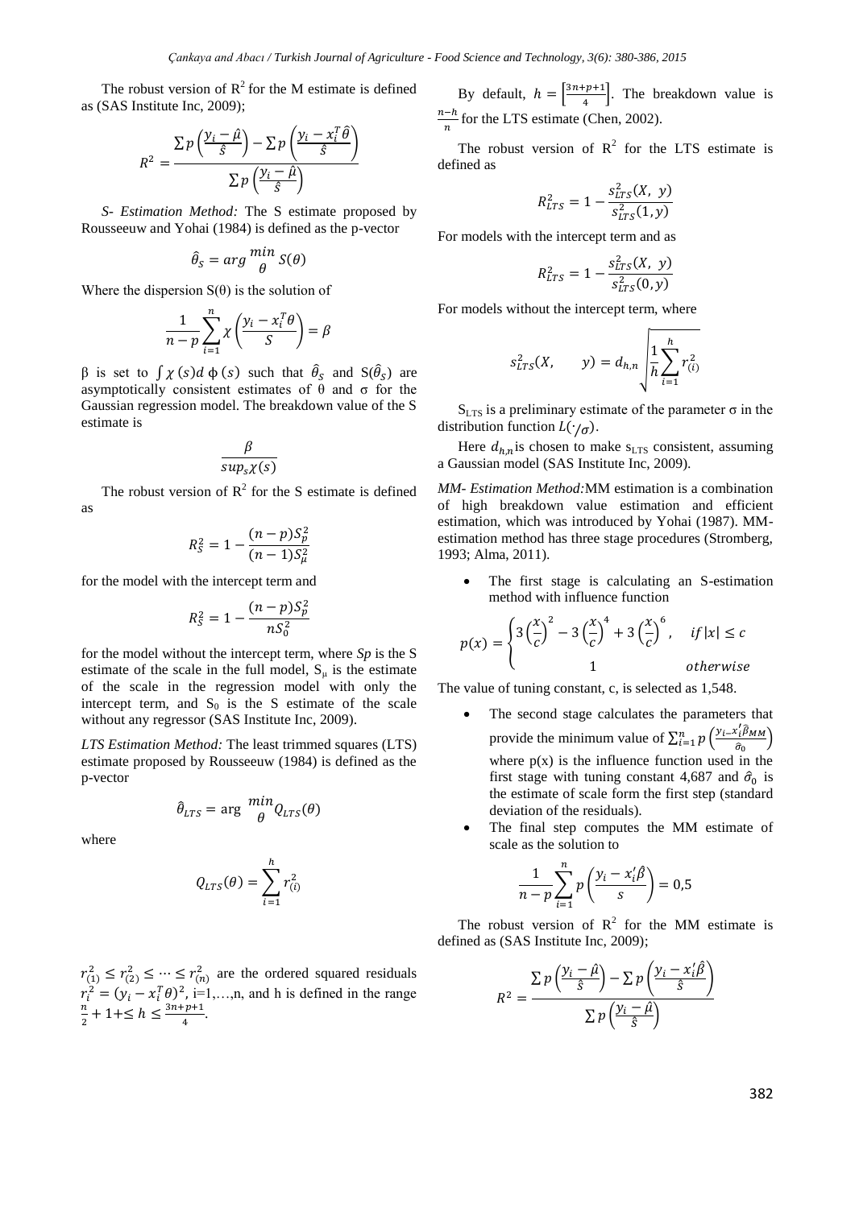The robust version of $R^2$ for the M estimate is defined as (SAS Institute Inc, 2009);

$$R^2 = \frac{\sum p\left(\frac{y_i - \hat{\mu}}{\hat{s}}\right) - \sum p\left(\frac{y_i - x_i^T\hat{\theta}}{\hat{s}}\right)}{\sum p\left(\frac{y_i - \hat{\mu}}{\hat{s}}\right)}$$

*S- Estimation Method:* The S estimate proposed by Rousseeuw and Yohai (1984) is defined as the p-vector

$$\hat{\theta}_S = arg \begin{matrix} min \\ \theta \end{matrix} S(\theta)$$

Where the dispersion S(θ) is the solution of

$$\frac{1}{n-p}\sum_{i=1}^{n} \chi\left(\frac{y_i - x_i^T\theta}{S}\right) = \beta$$

β is set to $\int \chi(s) d\,\phi(s)$ such that $\hat{\theta}_S$ and $S(\hat{\theta}_S)$ are asymptotically consistent estimates of θ and σ for the Gaussian regression model. The breakdown value of the S estimate is

$$\frac{\beta}{sup_s \chi(s)}$$

The robust version of $R^2$ for the S estimate is defined as

$$R_S^2 = 1 - \frac{(n-p)S_p^2}{(n-1)S_\mu^2}$$

for the model with the intercept term and

$$R_S^2 = 1 - \frac{(n-p)S_p^2}{nS_0^2}$$

for the model without the intercept term, where *Sp* is the S estimate of the scale in the full model, $S_\mu$ is the estimate of the scale in the regression model with only the intercept term, and $S_0$ is the S estimate of the scale without any regressor (SAS Institute Inc, 2009).

*LTS Estimation Method:* The least trimmed squares (LTS) estimate proposed by Rousseeuw (1984) is defined as the p-vector

$$\hat{\theta}_{LTS} = \arg \begin{matrix} min \\ \theta \end{matrix} Q_{LTS}(\theta)$$

where

$$Q_{LTS}(\theta) = \sum_{i=1}^{h} r_{(i)}^2$$

$r_{(1)}^2 \leq r_{(2)}^2 \leq \cdots \leq r_{(n)}^2$ are the ordered squared residuals $r_i^2 = (y_i - x_i^T\theta)^2$, i=1,…,n, and h is defined in the range $\frac{n}{2} + 1 + \leq h \leq \frac{3n+p+1}{4}$.

By default, $h = \left[\frac{3n+p+1}{4}\right]$. The breakdown value is $\frac{n-h}{n}$ for the LTS estimate (Chen, 2002).

The robust version of $R^2$ for the LTS estimate is defined as

$$R_{LTS}^2 = 1 - \frac{s_{LTS}^2(X,\ y)}{s_{LTS}^2(1, y)}$$

For models with the intercept term and as

$$R_{LTS}^2 = 1 - \frac{s_{LTS}^2(X,\ y)}{s_{LTS}^2(0, y)}$$

For models without the intercept term, where

$$s_{LTS}^2(X, \qquad y) = d_{h,n}\sqrt{\frac{1}{h}\sum_{i=1}^{h} r_{(i)}^2}$$

$S_{LTS}$ is a preliminary estimate of the parameter σ in the distribution function $L(\cdot/_{\sigma})$.

Here $d_{h,n}$ is chosen to make $s_{LTS}$ consistent, assuming a Gaussian model (SAS Institute Inc, 2009).

*MM- Estimation Method:* MM estimation is a combination of high breakdown value estimation and efficient estimation, which was introduced by Yohai (1987). MM-estimation method has three stage procedures (Stromberg, 1993; Alma, 2011).

- The first stage is calculating an S-estimation method with influence function

$$p(x) = \begin{cases} 3\left(\frac{x}{c}\right)^2 - 3\left(\frac{x}{c}\right)^4 + 3\left(\frac{x}{c}\right)^6, & if\,|x| \leq c \\ 1 & otherwise \end{cases}$$

The value of tuning constant, c, is selected as 1,548.

- The second stage calculates the parameters that provide the minimum value of $\sum_{i=1}^{n} p\left(\frac{y_i - x_i'\hat{\beta}_{MM}}{\hat{\sigma}_0}\right)$ where p(x) is the influence function used in the first stage with tuning constant 4,687 and $\hat{\sigma}_0$ is the estimate of scale form the first step (standard deviation of the residuals).
- The final step computes the MM estimate of scale as the solution to

$$\frac{1}{n-p}\sum_{i=1}^{n} p\left(\frac{y_i - x_i'\hat{\beta}}{s}\right) = 0{,}5$$

The robust version of $R^2$ for the MM estimate is defined as (SAS Institute Inc, 2009);

$$R^2 = \frac{\sum p\left(\frac{y_i - \hat{\mu}}{\hat{s}}\right) - \sum p\left(\frac{y_i - x_i'\hat{\beta}}{\hat{s}}\right)}{\sum p\left(\frac{y_i - \hat{\mu}}{\hat{s}}\right)}$$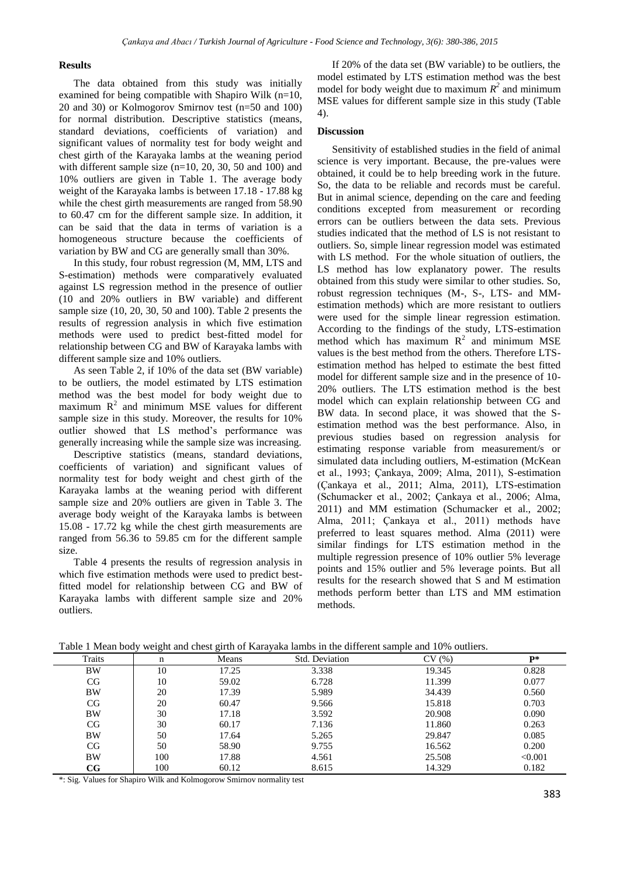## Results

The data obtained from this study was initially examined for being compatible with Shapiro Wilk (n=10, 20 and 30) or Kolmogorov Smirnov test (n=50 and 100) for normal distribution. Descriptive statistics (means, standard deviations, coefficients of variation) and significant values of normality test for body weight and chest girth of the Karayaka lambs at the weaning period with different sample size (n=10, 20, 30, 50 and 100) and 10% outliers are given in Table 1. The average body weight of the Karayaka lambs is between 17.18 - 17.88 kg while the chest girth measurements are ranged from 58.90 to 60.47 cm for the different sample size. In addition, it can be said that the data in terms of variation is a homogeneous structure because the coefficients of variation by BW and CG are generally small than 30%.

In this study, four robust regression (M, MM, LTS and S-estimation) methods were comparatively evaluated against LS regression method in the presence of outlier (10 and 20% outliers in BW variable) and different sample size (10, 20, 30, 50 and 100). Table 2 presents the results of regression analysis in which five estimation methods were used to predict best-fitted model for relationship between CG and BW of Karayaka lambs with different sample size and 10% outliers.

As seen Table 2, if 10% of the data set (BW variable) to be outliers, the model estimated by LTS estimation method was the best model for body weight due to maximum $R^2$ and minimum MSE values for different sample size in this study. Moreover, the results for 10% outlier showed that LS method's performance was generally increasing while the sample size was increasing.

Descriptive statistics (means, standard deviations, coefficients of variation) and significant values of normality test for body weight and chest girth of the Karayaka lambs at the weaning period with different sample size and 20% outliers are given in Table 3. The average body weight of the Karayaka lambs is between 15.08 - 17.72 kg while the chest girth measurements are ranged from 56.36 to 59.85 cm for the different sample size.

Table 4 presents the results of regression analysis in which five estimation methods were used to predict best-fitted model for relationship between CG and BW of Karayaka lambs with different sample size and 20% outliers.

If 20% of the data set (BW variable) to be outliers, the model estimated by LTS estimation method was the best model for body weight due to maximum $R^2$ and minimum MSE values for different sample size in this study (Table 4).

## Discussion

Sensitivity of established studies in the field of animal science is very important. Because, the pre-values were obtained, it could be to help breeding work in the future. So, the data to be reliable and records must be careful. But in animal science, depending on the care and feeding conditions excepted from measurement or recording errors can be outliers between the data sets. Previous studies indicated that the method of LS is not resistant to outliers. So, simple linear regression model was estimated with LS method. For the whole situation of outliers, the LS method has low explanatory power. The results obtained from this study were similar to other studies. So, robust regression techniques (M-, S-, LTS- and MM-estimation methods) which are more resistant to outliers were used for the simple linear regression estimation. According to the findings of the study, LTS-estimation method which has maximum $R^2$ and minimum MSE values is the best method from the others. Therefore LTS-estimation method has helped to estimate the best fitted model for different sample size and in the presence of 10-20% outliers. The LTS estimation method is the best model which can explain relationship between CG and BW data. In second place, it was showed that the S-estimation method was the best performance. Also, in previous studies based on regression analysis for estimating response variable from measurement/s or simulated data including outliers, M-estimation (McKean et al., 1993; Çankaya, 2009; Alma, 2011), S-estimation (Çankaya et al., 2011; Alma, 2011), LTS-estimation (Schumacker et al., 2002; Çankaya et al., 2006; Alma, 2011) and MM estimation (Schumacker et al., 2002; Alma, 2011; Çankaya et al., 2011) methods have preferred to least squares method. Alma (2011) were similar findings for LTS estimation method in the multiple regression presence of 10% outlier 5% leverage points and 15% outlier and 5% leverage points. But all results for the research showed that S and M estimation methods perform better than LTS and MM estimation methods.

Table 1 Mean body weight and chest girth of Karayaka lambs in the different sample and 10% outliers.

| Traits | n | Means | Std. Deviation | CV (%) | P* |
|---|---|---|---|---|---|
| BW | 10 | 17.25 | 3.338 | 19.345 | 0.828 |
| CG | 10 | 59.02 | 6.728 | 11.399 | 0.077 |
| BW | 20 | 17.39 | 5.989 | 34.439 | 0.560 |
| CG | 20 | 60.47 | 9.566 | 15.818 | 0.703 |
| BW | 30 | 17.18 | 3.592 | 20.908 | 0.090 |
| CG | 30 | 60.17 | 7.136 | 11.860 | 0.263 |
| BW | 50 | 17.64 | 5.265 | 29.847 | 0.085 |
| CG | 50 | 58.90 | 9.755 | 16.562 | 0.200 |
| BW | 100 | 17.88 | 4.561 | 25.508 | <0.001 |
| **CG** | 100 | 60.12 | 8.615 | 14.329 | 0.182 |

*: Sig. Values for Shapiro Wilk and Kolmogorow Smirnov normality test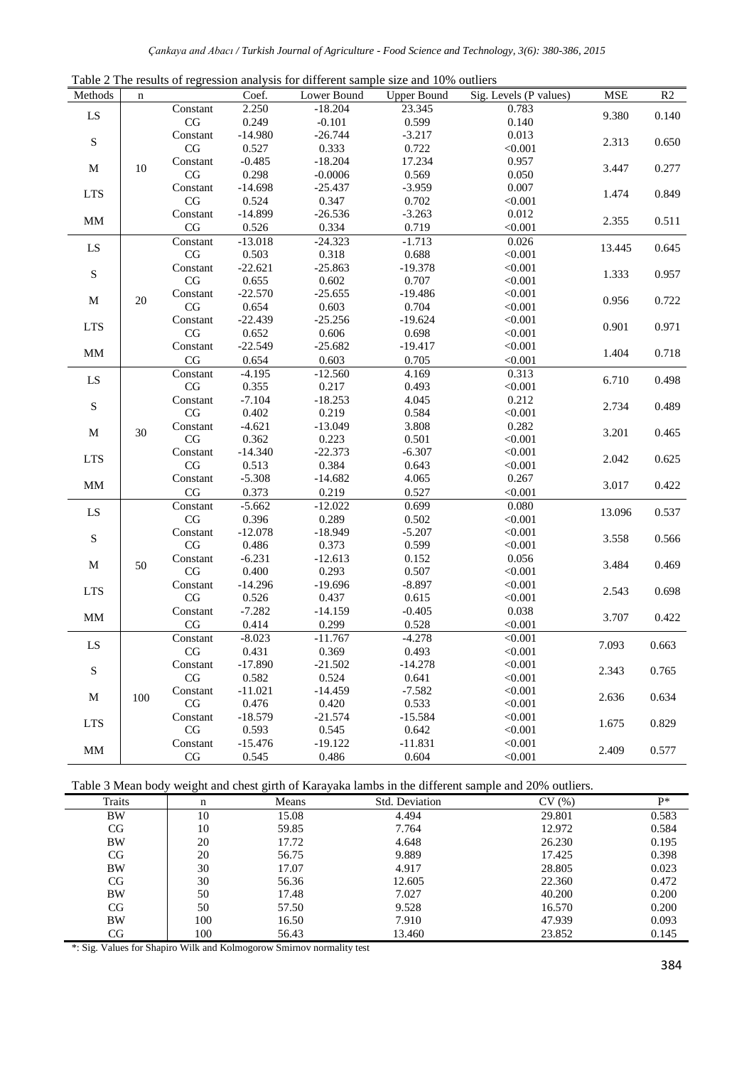Table 2 The results of regression analysis for different sample size and 10% outliers

| Methods | n | | Coef. | Lower Bound | Upper Bound | Sig. Levels (P values) | MSE | R2 |
|---|---|---|---|---|---|---|---|---|
| LS | 10 | Constant | 2.250 | -18.204 | 23.345 | 0.783 | 9.380 | 0.140 |
| | | CG | 0.249 | -0.101 | 0.599 | 0.140 | | |
| S | | Constant | -14.980 | -26.744 | -3.217 | 0.013 | 2.313 | 0.650 |
| | | CG | 0.527 | 0.333 | 0.722 | <0.001 | | |
| M | | Constant | -0.485 | -18.204 | 17.234 | 0.957 | 3.447 | 0.277 |
| | | CG | 0.298 | -0.0006 | 0.569 | 0.050 | | |
| LTS | | Constant | -14.698 | -25.437 | -3.959 | 0.007 | 1.474 | 0.849 |
| | | CG | 0.524 | 0.347 | 0.702 | <0.001 | | |
| MM | | Constant | -14.899 | -26.536 | -3.263 | 0.012 | 2.355 | 0.511 |
| | | CG | 0.526 | 0.334 | 0.719 | <0.001 | | |
| LS | 20 | Constant | -13.018 | -24.323 | -1.713 | 0.026 | 13.445 | 0.645 |
| | | CG | 0.503 | 0.318 | 0.688 | <0.001 | | |
| S | | Constant | -22.621 | -25.863 | -19.378 | <0.001 | 1.333 | 0.957 |
| | | CG | 0.655 | 0.602 | 0.707 | <0.001 | | |
| M | | Constant | -22.570 | -25.655 | -19.486 | <0.001 | 0.956 | 0.722 |
| | | CG | 0.654 | 0.603 | 0.704 | <0.001 | | |
| LTS | | Constant | -22.439 | -25.256 | -19.624 | <0.001 | 0.901 | 0.971 |
| | | CG | 0.652 | 0.606 | 0.698 | <0.001 | | |
| MM | | Constant | -22.549 | -25.682 | -19.417 | <0.001 | 1.404 | 0.718 |
| | | CG | 0.654 | 0.603 | 0.705 | <0.001 | | |
| LS | 30 | Constant | -4.195 | -12.560 | 4.169 | 0.313 | 6.710 | 0.498 |
| | | CG | 0.355 | 0.217 | 0.493 | <0.001 | | |
| S | | Constant | -7.104 | -18.253 | 4.045 | 0.212 | 2.734 | 0.489 |
| | | CG | 0.402 | 0.219 | 0.584 | <0.001 | | |
| M | | Constant | -4.621 | -13.049 | 3.808 | 0.282 | 3.201 | 0.465 |
| | | CG | 0.362 | 0.223 | 0.501 | <0.001 | | |
| LTS | | Constant | -14.340 | -22.373 | -6.307 | <0.001 | 2.042 | 0.625 |
| | | CG | 0.513 | 0.384 | 0.643 | <0.001 | | |
| MM | | Constant | -5.308 | -14.682 | 4.065 | 0.267 | 3.017 | 0.422 |
| | | CG | 0.373 | 0.219 | 0.527 | <0.001 | | |
| LS | 50 | Constant | -5.662 | -12.022 | 0.699 | 0.080 | 13.096 | 0.537 |
| | | CG | 0.396 | 0.289 | 0.502 | <0.001 | | |
| S | | Constant | -12.078 | -18.949 | -5.207 | <0.001 | 3.558 | 0.566 |
| | | CG | 0.486 | 0.373 | 0.599 | <0.001 | | |
| M | | Constant | -6.231 | -12.613 | 0.152 | 0.056 | 3.484 | 0.469 |
| | | CG | 0.400 | 0.293 | 0.507 | <0.001 | | |
| LTS | | Constant | -14.296 | -19.696 | -8.897 | <0.001 | 2.543 | 0.698 |
| | | CG | 0.526 | 0.437 | 0.615 | <0.001 | | |
| MM | | Constant | -7.282 | -14.159 | -0.405 | 0.038 | 3.707 | 0.422 |
| | | CG | 0.414 | 0.299 | 0.528 | <0.001 | | |
| LS | 100 | Constant | -8.023 | -11.767 | -4.278 | <0.001 | 7.093 | 0.663 |
| | | CG | 0.431 | 0.369 | 0.493 | <0.001 | | |
| S | | Constant | -17.890 | -21.502 | -14.278 | <0.001 | 2.343 | 0.765 |
| | | CG | 0.582 | 0.524 | 0.641 | <0.001 | | |
| M | | Constant | -11.021 | -14.459 | -7.582 | <0.001 | 2.636 | 0.634 |
| | | CG | 0.476 | 0.420 | 0.533 | <0.001 | | |
| LTS | | Constant | -18.579 | -21.574 | -15.584 | <0.001 | 1.675 | 0.829 |
| | | CG | 0.593 | 0.545 | 0.642 | <0.001 | | |
| MM | | Constant | -15.476 | -19.122 | -11.831 | <0.001 | 2.409 | 0.577 |
| | | CG | 0.545 | 0.486 | 0.604 | <0.001 | | |

Table 3 Mean body weight and chest girth of Karayaka lambs in the different sample and 20% outliers.

| Traits | n | Means | Std. Deviation | CV (%) | P* |
|---|---|---|---|---|---|
| BW | 10 | 15.08 | 4.494 | 29.801 | 0.583 |
| CG | 10 | 59.85 | 7.764 | 12.972 | 0.584 |
| BW | 20 | 17.72 | 4.648 | 26.230 | 0.195 |
| CG | 20 | 56.75 | 9.889 | 17.425 | 0.398 |
| BW | 30 | 17.07 | 4.917 | 28.805 | 0.023 |
| CG | 30 | 56.36 | 12.605 | 22.360 | 0.472 |
| BW | 50 | 17.48 | 7.027 | 40.200 | 0.200 |
| CG | 50 | 57.50 | 9.528 | 16.570 | 0.200 |
| BW | 100 | 16.50 | 7.910 | 47.939 | 0.093 |
| CG | 100 | 56.43 | 13.460 | 23.852 | 0.145 |

*: Sig. Values for Shapiro Wilk and Kolmogorow Smirnov normality test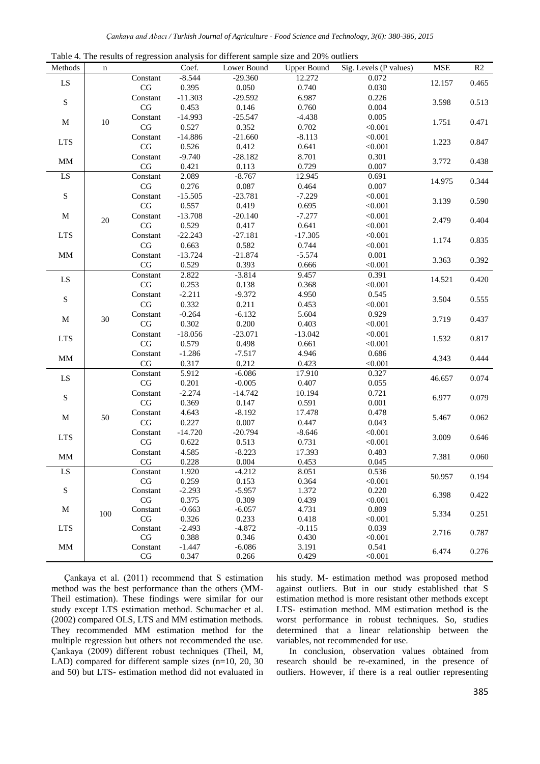Table 4. The results of regression analysis for different sample size and 20% outliers

| Methods | n | | Coef. | Lower Bound | Upper Bound | Sig. Levels (P values) | MSE | R2 |
|---|---|---|---|---|---|---|---|---|
| LS | 10 | Constant | -8.544 | -29.360 | 12.272 | 0.072 | 12.157 | 0.465 |
| | | CG | 0.395 | 0.050 | 0.740 | 0.030 | | |
| S | | Constant | -11.303 | -29.592 | 6.987 | 0.226 | 3.598 | 0.513 |
| | | CG | 0.453 | 0.146 | 0.760 | 0.004 | | |
| M | | Constant | -14.993 | -25.547 | -4.438 | 0.005 | 1.751 | 0.471 |
| | | CG | 0.527 | 0.352 | 0.702 | <0.001 | | |
| LTS | | Constant | -14.886 | -21.660 | -8.113 | <0.001 | 1.223 | 0.847 |
| | | CG | 0.526 | 0.412 | 0.641 | <0.001 | | |
| MM | | Constant | -9.740 | -28.182 | 8.701 | 0.301 | 3.772 | 0.438 |
| | | CG | 0.421 | 0.113 | 0.729 | 0.007 | | |
| LS | 20 | Constant | 2.089 | -8.767 | 12.945 | 0.691 | 14.975 | 0.344 |
| | | CG | 0.276 | 0.087 | 0.464 | 0.007 | | |
| S | | Constant | -15.505 | -23.781 | -7.229 | <0.001 | 3.139 | 0.590 |
| | | CG | 0.557 | 0.419 | 0.695 | <0.001 | | |
| M | | Constant | -13.708 | -20.140 | -7.277 | <0.001 | 2.479 | 0.404 |
| | | CG | 0.529 | 0.417 | 0.641 | <0.001 | | |
| LTS | | Constant | -22.243 | -27.181 | -17.305 | <0.001 | 1.174 | 0.835 |
| | | CG | 0.663 | 0.582 | 0.744 | <0.001 | | |
| MM | | Constant | -13.724 | -21.874 | -5.574 | 0.001 | 3.363 | 0.392 |
| | | CG | 0.529 | 0.393 | 0.666 | <0.001 | | |
| LS | 30 | Constant | 2.822 | -3.814 | 9.457 | 0.391 | 14.521 | 0.420 |
| | | CG | 0.253 | 0.138 | 0.368 | <0.001 | | |
| S | | Constant | -2.211 | -9.372 | 4.950 | 0.545 | 3.504 | 0.555 |
| | | CG | 0.332 | 0.211 | 0.453 | <0.001 | | |
| M | | Constant | -0.264 | -6.132 | 5.604 | 0.929 | 3.719 | 0.437 |
| | | CG | 0.302 | 0.200 | 0.403 | <0.001 | | |
| LTS | | Constant | -18.056 | -23.071 | -13.042 | <0.001 | 1.532 | 0.817 |
| | | CG | 0.579 | 0.498 | 0.661 | <0.001 | | |
| MM | | Constant | -1.286 | -7.517 | 4.946 | 0.686 | 4.343 | 0.444 |
| | | CG | 0.317 | 0.212 | 0.423 | <0.001 | | |
| LS | 50 | Constant | 5.912 | -6.086 | 17.910 | 0.327 | 46.657 | 0.074 |
| | | CG | 0.201 | -0.005 | 0.407 | 0.055 | | |
| S | | Constant | -2.274 | -14.742 | 10.194 | 0.721 | 6.977 | 0.079 |
| | | CG | 0.369 | 0.147 | 0.591 | 0.001 | | |
| M | | Constant | 4.643 | -8.192 | 17.478 | 0.478 | 5.467 | 0.062 |
| | | CG | 0.227 | 0.007 | 0.447 | 0.043 | | |
| LTS | | Constant | -14.720 | -20.794 | -8.646 | <0.001 | 3.009 | 0.646 |
| | | CG | 0.622 | 0.513 | 0.731 | <0.001 | | |
| MM | | Constant | 4.585 | -8.223 | 17.393 | 0.483 | 7.381 | 0.060 |
| | | CG | 0.228 | 0.004 | 0.453 | 0.045 | | |
| LS | 100 | Constant | 1.920 | -4.212 | 8.051 | 0.536 | 50.957 | 0.194 |
| | | CG | 0.259 | 0.153 | 0.364 | <0.001 | | |
| S | | Constant | -2.293 | -5.957 | 1.372 | 0.220 | 6.398 | 0.422 |
| | | CG | 0.375 | 0.309 | 0.439 | <0.001 | | |
| M | | Constant | -0.663 | -6.057 | 4.731 | 0.809 | 5.334 | 0.251 |
| | | CG | 0.326 | 0.233 | 0.418 | <0.001 | | |
| LTS | | Constant | -2.493 | -4.872 | -0.115 | 0.039 | 2.716 | 0.787 |
| | | CG | 0.388 | 0.346 | 0.430 | <0.001 | | |
| MM | | Constant | -1.447 | -6.086 | 3.191 | 0.541 | 6.474 | 0.276 |
| | | CG | 0.347 | 0.266 | 0.429 | <0.001 | | |

Çankaya et al. (2011) recommend that S estimation method was the best performance than the others (MM-Theil estimation). These findings were similar for our study except LTS estimation method. Schumacher et al. (2002) compared OLS, LTS and MM estimation methods. They recommended MM estimation method for the multiple regression but others not recommended the use. Çankaya (2009) different robust techniques (Theil, M, LAD) compared for different sample sizes (n=10, 20, 30 and 50) but LTS- estimation method did not evaluated in his study. M- estimation method was proposed method against outliers. But in our study established that S estimation method is more resistant other methods except LTS- estimation method. MM estimation method is the worst performance in robust techniques. So, studies determined that a linear relationship between the variables, not recommended for use.

In conclusion, observation values obtained from research should be re-examined, in the presence of outliers. However, if there is a real outlier representing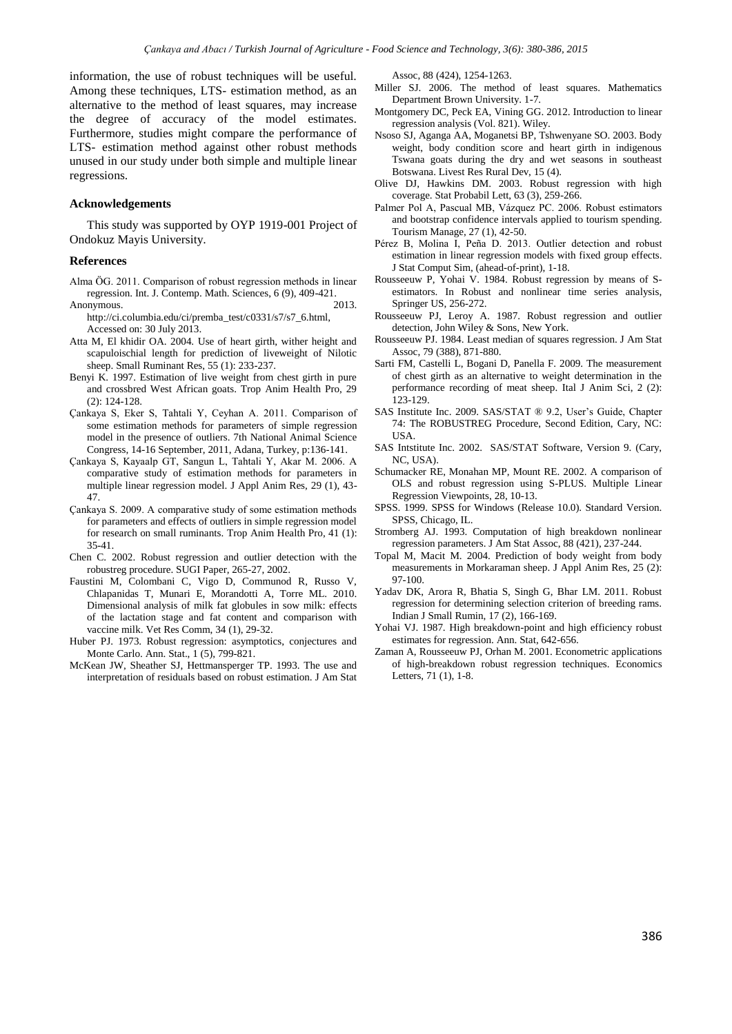information, the use of robust techniques will be useful. Among these techniques, LTS- estimation method, as an alternative to the method of least squares, may increase the degree of accuracy of the model estimates. Furthermore, studies might compare the performance of LTS- estimation method against other robust methods unused in our study under both simple and multiple linear regressions.

## Acknowledgements

This study was supported by OYP 1919-001 Project of Ondokuz Mayis University.

## References

Alma ÖG. 2011. Comparison of robust regression methods in linear regression. Int. J. Contemp. Math. Sciences, 6 (9), 409-421.

Anonymous. 2013. http://ci.columbia.edu/ci/premba_test/c0331/s7/s7_6.html, Accessed on: 30 July 2013.

Atta M, El khidir OA. 2004. Use of heart girth, wither height and scapuloischial length for prediction of liveweight of Nilotic sheep. Small Ruminant Res, 55 (1): 233-237.

Benyi K. 1997. Estimation of live weight from chest girth in pure and crossbred West African goats. Trop Anim Health Pro, 29 (2): 124-128.

Çankaya S, Eker S, Tahtali Y, Ceyhan A. 2011. Comparison of some estimation methods for parameters of simple regression model in the presence of outliers. 7th National Animal Science Congress, 14-16 September, 2011, Adana, Turkey, p:136-141.

Çankaya S, Kayaalp GT, Sangun L, Tahtali Y, Akar M. 2006. A comparative study of estimation methods for parameters in multiple linear regression model. J Appl Anim Res, 29 (1), 43-47.

Çankaya S. 2009. A comparative study of some estimation methods for parameters and effects of outliers in simple regression model for research on small ruminants. Trop Anim Health Pro, 41 (1): 35-41.

Chen C. 2002. Robust regression and outlier detection with the robustreg procedure. SUGI Paper, 265-27, 2002.

Faustini M, Colombani C, Vigo D, Communod R, Russo V, Chlapanidas T, Munari E, Morandotti A, Torre ML. 2010. Dimensional analysis of milk fat globules in sow milk: effects of the lactation stage and fat content and comparison with vaccine milk. Vet Res Comm, 34 (1), 29-32.

Huber PJ. 1973. Robust regression: asymptotics, conjectures and Monte Carlo. Ann. Stat., 1 (5), 799-821.

McKean JW, Sheather SJ, Hettmansperger TP. 1993. The use and interpretation of residuals based on robust estimation. J Am Stat Assoc, 88 (424), 1254-1263.

Miller SJ. 2006. The method of least squares. Mathematics Department Brown University. 1-7.

Montgomery DC, Peck EA, Vining GG. 2012. Introduction to linear regression analysis (Vol. 821). Wiley.

Nsoso SJ, Aganga AA, Moganetsi BP, Tshwenyane SO. 2003. Body weight, body condition score and heart girth in indigenous Tswana goats during the dry and wet seasons in southeast Botswana. Livest Res Rural Dev, 15 (4).

Olive DJ, Hawkins DM. 2003. Robust regression with high coverage. Stat Probabil Lett, 63 (3), 259-266.

Palmer Pol A, Pascual MB, Vázquez PC. 2006. Robust estimators and bootstrap confidence intervals applied to tourism spending. Tourism Manage, 27 (1), 42-50.

Pérez B, Molina I, Peña D. 2013. Outlier detection and robust estimation in linear regression models with fixed group effects. J Stat Comput Sim, (ahead-of-print), 1-18.

Rousseeuw P, Yohai V. 1984. Robust regression by means of S-estimators. In Robust and nonlinear time series analysis, Springer US, 256-272.

Rousseeuw PJ, Leroy A. 1987. Robust regression and outlier detection, John Wiley & Sons, New York.

Rousseeuw PJ. 1984. Least median of squares regression. J Am Stat Assoc, 79 (388), 871-880.

Sarti FM, Castelli L, Bogani D, Panella F. 2009. The measurement of chest girth as an alternative to weight determination in the performance recording of meat sheep. Ital J Anim Sci, 2 (2): 123-129.

SAS Institute Inc. 2009. SAS/STAT ® 9.2, User's Guide, Chapter 74: The ROBUSTREG Procedure, Second Edition, Cary, NC: USA.

SAS Intstitute Inc. 2002. SAS/STAT Software, Version 9. (Cary, NC, USA).

Schumacker RE, Monahan MP, Mount RE. 2002. A comparison of OLS and robust regression using S-PLUS. Multiple Linear Regression Viewpoints, 28, 10-13.

SPSS. 1999. SPSS for Windows (Release 10.0). Standard Version. SPSS, Chicago, IL.

Stromberg AJ. 1993. Computation of high breakdown nonlinear regression parameters. J Am Stat Assoc, 88 (421), 237-244.

Topal M, Macit M. 2004. Prediction of body weight from body measurements in Morkaraman sheep. J Appl Anim Res, 25 (2): 97-100.

Yadav DK, Arora R, Bhatia S, Singh G, Bhar LM. 2011. Robust regression for determining selection criterion of breeding rams. Indian J Small Rumin, 17 (2), 166-169.

Yohai VJ. 1987. High breakdown-point and high efficiency robust estimates for regression. Ann. Stat, 642-656.

Zaman A, Rousseeuw PJ, Orhan M. 2001. Econometric applications of high-breakdown robust regression techniques. Economics Letters, 71 (1), 1-8.